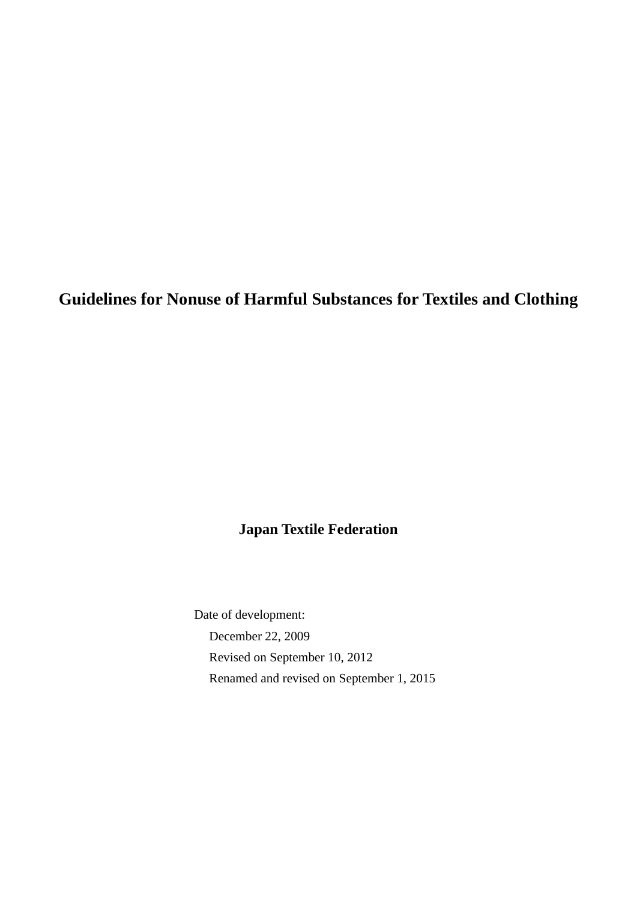# Guidelines for Nonuse of Harmful Substances for Textiles and Clothing

**Japan Textile Federation**

Date of development:

December 22, 2009

Revised on September 10, 2012

Renamed and revised on September 1, 2015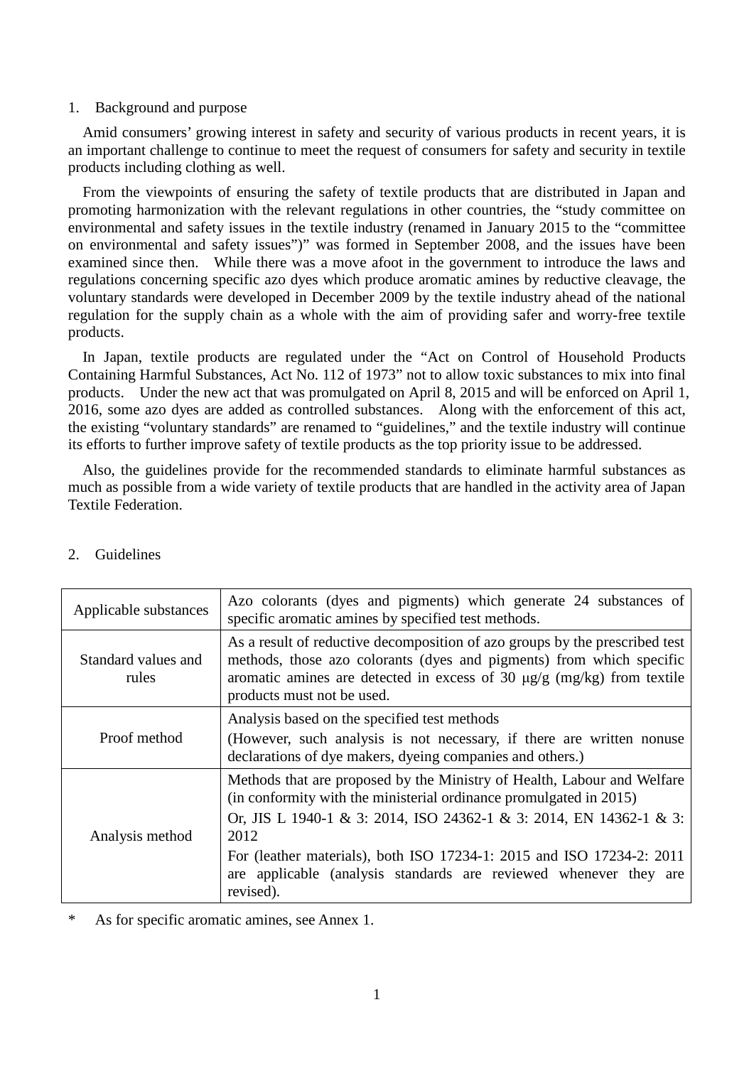## 1. Background and purpose

Amid consumers' growing interest in safety and security of various products in recent years, it is an important challenge to continue to meet the request of consumers for safety and security in textile products including clothing as well.

From the viewpoints of ensuring the safety of textile products that are distributed in Japan and promoting harmonization with the relevant regulations in other countries, the "study committee on environmental and safety issues in the textile industry (renamed in January 2015 to the "committee on environmental and safety issues")" was formed in September 2008, and the issues have been examined since then. While there was a move afoot in the government to introduce the laws and regulations concerning specific azo dyes which produce aromatic amines by reductive cleavage, the voluntary standards were developed in December 2009 by the textile industry ahead of the national regulation for the supply chain as a whole with the aim of providing safer and worry-free textile products.

In Japan, textile products are regulated under the "Act on Control of Household Products Containing Harmful Substances, Act No. 112 of 1973" not to allow toxic substances to mix into final products. Under the new act that was promulgated on April 8, 2015 and will be enforced on April 1, 2016, some azo dyes are added as controlled substances. Along with the enforcement of this act, the existing "voluntary standards" are renamed to "guidelines," and the textile industry will continue its efforts to further improve safety of textile products as the top priority issue to be addressed.

Also, the guidelines provide for the recommended standards to eliminate harmful substances as much as possible from a wide variety of textile products that are handled in the activity area of Japan Textile Federation.

## 2. Guidelines

| | |
|---|---|
| Applicable substances | Azo colorants (dyes and pigments) which generate 24 substances of specific aromatic amines by specified test methods. |
| Standard values and rules | As a result of reductive decomposition of azo groups by the prescribed test methods, those azo colorants (dyes and pigments) from which specific aromatic amines are detected in excess of 30 μg/g (mg/kg) from textile products must not be used. |
| Proof method | Analysis based on the specified test methods<br>(However, such analysis is not necessary, if there are written nonuse declarations of dye makers, dyeing companies and others.) |
| Analysis method | Methods that are proposed by the Ministry of Health, Labour and Welfare (in conformity with the ministerial ordinance promulgated in 2015)<br>Or, JIS L 1940-1 & 3: 2014, ISO 24362-1 & 3: 2014, EN 14362-1 & 3: 2012<br>For (leather materials), both ISO 17234-1: 2015 and ISO 17234-2: 2011 are applicable (analysis standards are reviewed whenever they are revised). |

\* As for specific aromatic amines, see Annex 1.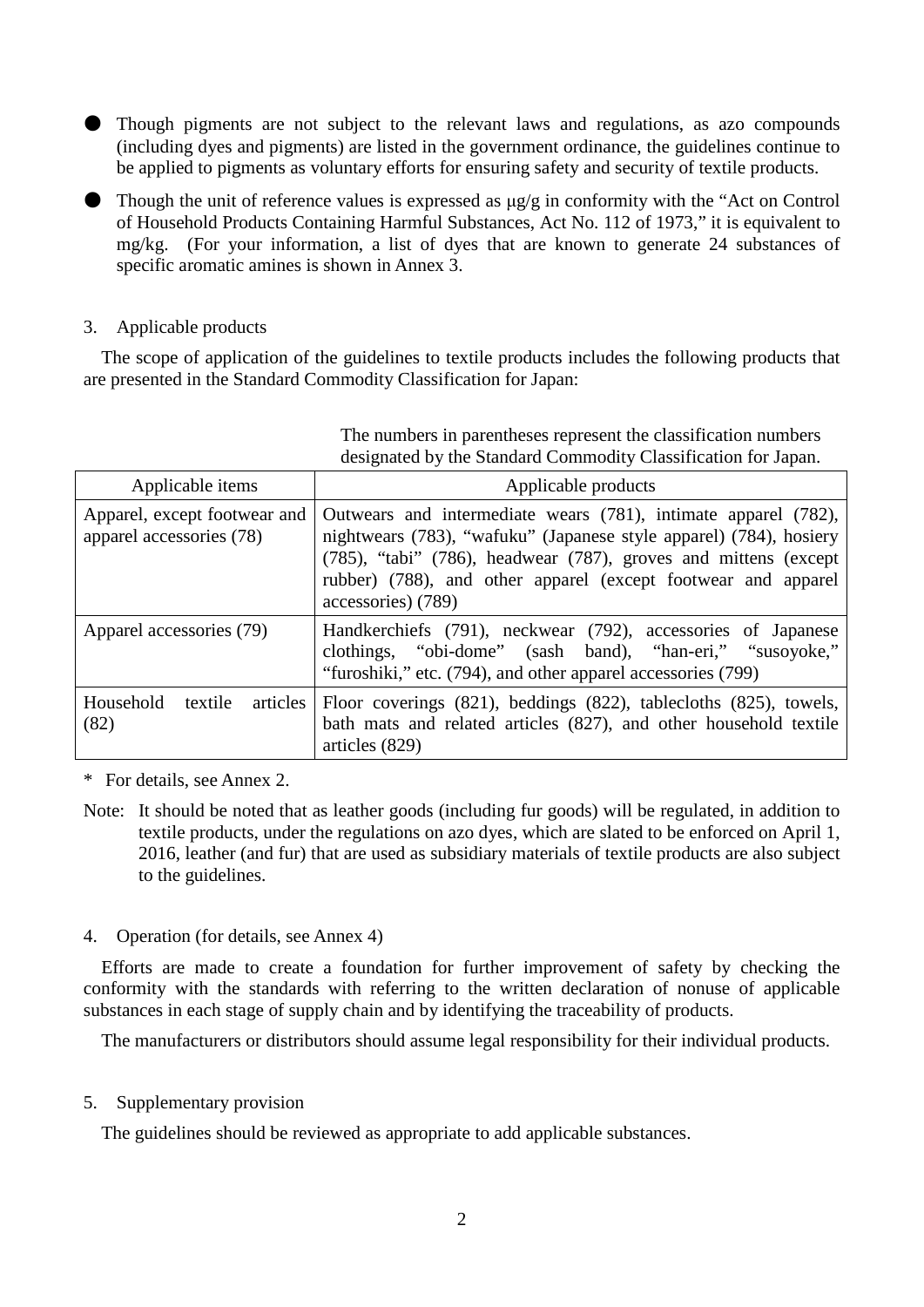- Though pigments are not subject to the relevant laws and regulations, as azo compounds (including dyes and pigments) are listed in the government ordinance, the guidelines continue to be applied to pigments as voluntary efforts for ensuring safety and security of textile products.
- Though the unit of reference values is expressed as μg/g in conformity with the "Act on Control of Household Products Containing Harmful Substances, Act No. 112 of 1973," it is equivalent to mg/kg. (For your information, a list of dyes that are known to generate 24 substances of specific aromatic amines is shown in Annex 3.

## 3. Applicable products

The scope of application of the guidelines to textile products includes the following products that are presented in the Standard Commodity Classification for Japan:

The numbers in parentheses represent the classification numbers designated by the Standard Commodity Classification for Japan.

| Applicable items | Applicable products |
| --- | --- |
| Apparel, except footwear and apparel accessories (78) | Outwears and intermediate wears (781), intimate apparel (782), nightwears (783), "wafuku" (Japanese style apparel) (784), hosiery (785), "tabi" (786), headwear (787), groves and mittens (except rubber) (788), and other apparel (except footwear and apparel accessories) (789) |
| Apparel accessories (79) | Handkerchiefs (791), neckwear (792), accessories of Japanese clothings, "obi-dome" (sash band), "han-eri," "susoyoke," "furoshiki," etc. (794), and other apparel accessories (799) |
| Household textile articles (82) | Floor coverings (821), beddings (822), tablecloths (825), towels, bath mats and related articles (827), and other household textile articles (829) |

\* For details, see Annex 2.

Note: It should be noted that as leather goods (including fur goods) will be regulated, in addition to textile products, under the regulations on azo dyes, which are slated to be enforced on April 1, 2016, leather (and fur) that are used as subsidiary materials of textile products are also subject to the guidelines.

## 4. Operation (for details, see Annex 4)

Efforts are made to create a foundation for further improvement of safety by checking the conformity with the standards with referring to the written declaration of nonuse of applicable substances in each stage of supply chain and by identifying the traceability of products.

The manufacturers or distributors should assume legal responsibility for their individual products.

## 5. Supplementary provision

The guidelines should be reviewed as appropriate to add applicable substances.